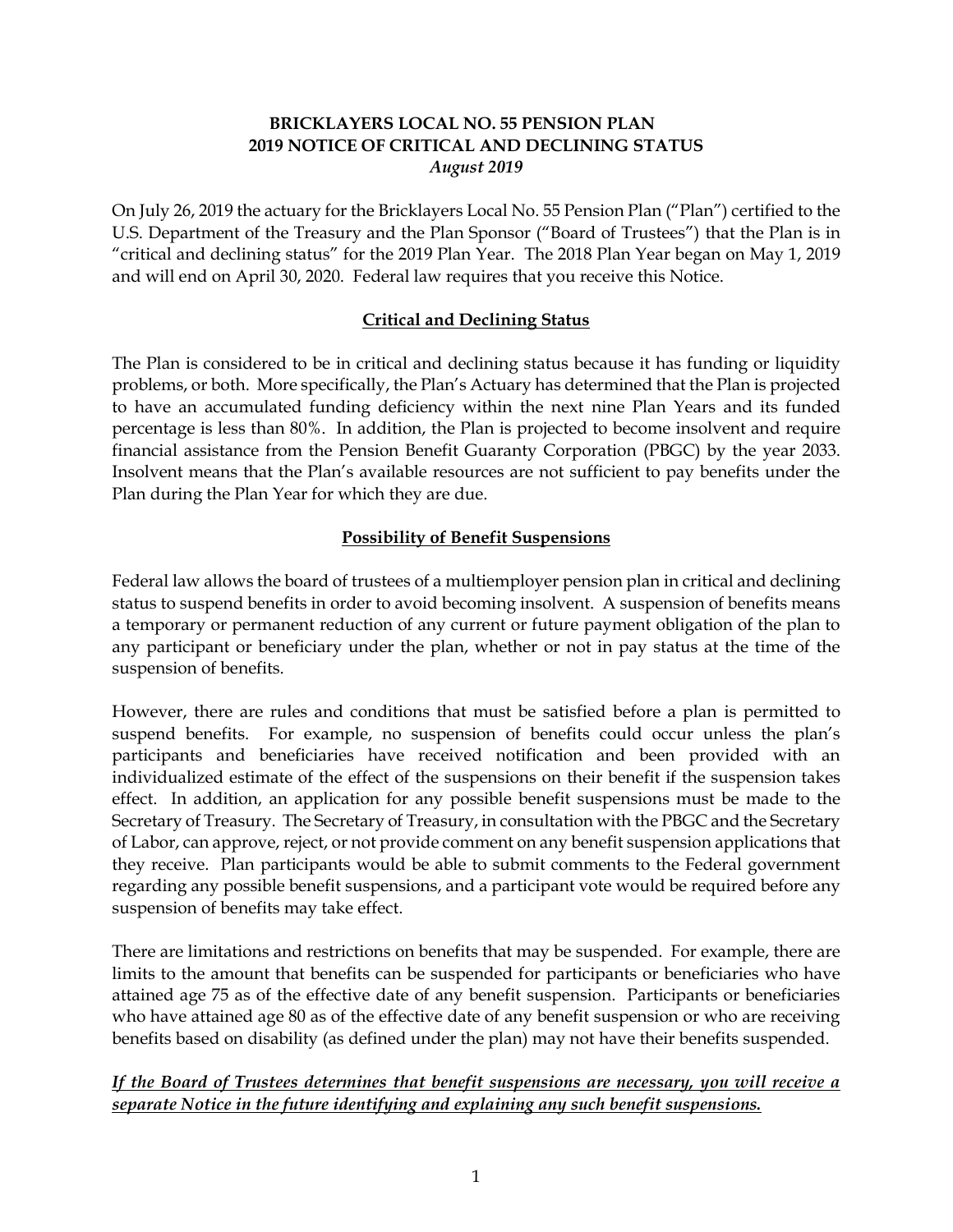**BRICKLAYERS LOCAL NO. 55 PENSION PLAN**
**2019 NOTICE OF CRITICAL AND DECLINING STATUS**
*August 2019*

On July 26, 2019 the actuary for the Bricklayers Local No. 55 Pension Plan ("Plan") certified to the U.S. Department of the Treasury and the Plan Sponsor ("Board of Trustees") that the Plan is in "critical and declining status" for the 2019 Plan Year. The 2018 Plan Year began on May 1, 2019 and will end on April 30, 2020. Federal law requires that you receive this Notice.

## Critical and Declining Status

The Plan is considered to be in critical and declining status because it has funding or liquidity problems, or both. More specifically, the Plan's Actuary has determined that the Plan is projected to have an accumulated funding deficiency within the next nine Plan Years and its funded percentage is less than 80%. In addition, the Plan is projected to become insolvent and require financial assistance from the Pension Benefit Guaranty Corporation (PBGC) by the year 2033. Insolvent means that the Plan's available resources are not sufficient to pay benefits under the Plan during the Plan Year for which they are due.

## Possibility of Benefit Suspensions

Federal law allows the board of trustees of a multiemployer pension plan in critical and declining status to suspend benefits in order to avoid becoming insolvent. A suspension of benefits means a temporary or permanent reduction of any current or future payment obligation of the plan to any participant or beneficiary under the plan, whether or not in pay status at the time of the suspension of benefits.

However, there are rules and conditions that must be satisfied before a plan is permitted to suspend benefits. For example, no suspension of benefits could occur unless the plan's participants and beneficiaries have received notification and been provided with an individualized estimate of the effect of the suspensions on their benefit if the suspension takes effect. In addition, an application for any possible benefit suspensions must be made to the Secretary of Treasury. The Secretary of Treasury, in consultation with the PBGC and the Secretary of Labor, can approve, reject, or not provide comment on any benefit suspension applications that they receive. Plan participants would be able to submit comments to the Federal government regarding any possible benefit suspensions, and a participant vote would be required before any suspension of benefits may take effect.

There are limitations and restrictions on benefits that may be suspended. For example, there are limits to the amount that benefits can be suspended for participants or beneficiaries who have attained age 75 as of the effective date of any benefit suspension. Participants or beneficiaries who have attained age 80 as of the effective date of any benefit suspension or who are receiving benefits based on disability (as defined under the plan) may not have their benefits suspended.

***If the Board of Trustees determines that benefit suspensions are necessary, you will receive a separate Notice in the future identifying and explaining any such benefit suspensions.***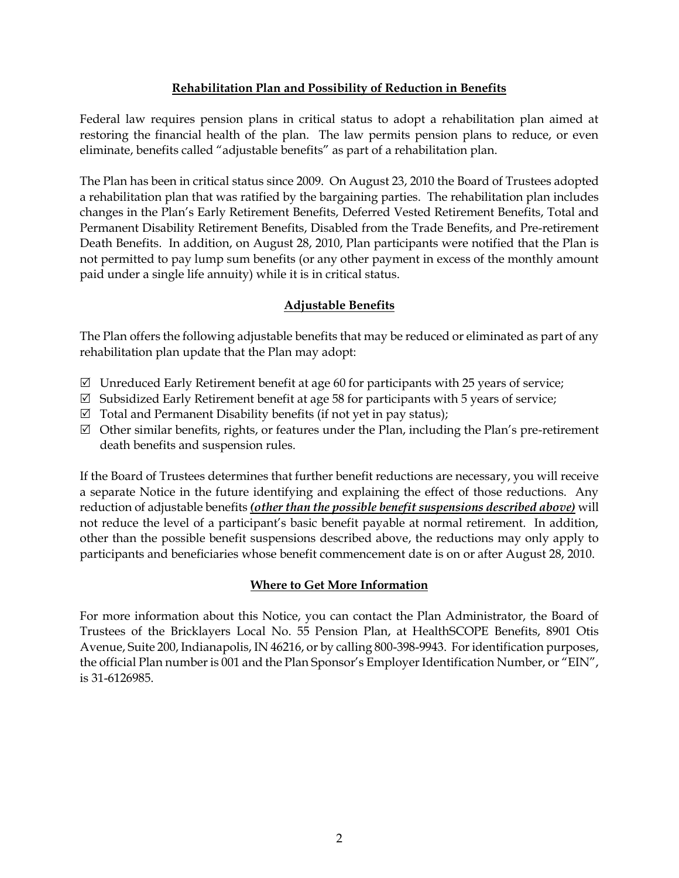## Rehabilitation Plan and Possibility of Reduction in Benefits

Federal law requires pension plans in critical status to adopt a rehabilitation plan aimed at restoring the financial health of the plan. The law permits pension plans to reduce, or even eliminate, benefits called "adjustable benefits" as part of a rehabilitation plan.

The Plan has been in critical status since 2009. On August 23, 2010 the Board of Trustees adopted a rehabilitation plan that was ratified by the bargaining parties. The rehabilitation plan includes changes in the Plan's Early Retirement Benefits, Deferred Vested Retirement Benefits, Total and Permanent Disability Retirement Benefits, Disabled from the Trade Benefits, and Pre-retirement Death Benefits. In addition, on August 28, 2010, Plan participants were notified that the Plan is not permitted to pay lump sum benefits (or any other payment in excess of the monthly amount paid under a single life annuity) while it is in critical status.

## Adjustable Benefits

The Plan offers the following adjustable benefits that may be reduced or eliminated as part of any rehabilitation plan update that the Plan may adopt:

- ☑ Unreduced Early Retirement benefit at age 60 for participants with 25 years of service;
- ☑ Subsidized Early Retirement benefit at age 58 for participants with 5 years of service;
- ☑ Total and Permanent Disability benefits (if not yet in pay status);
- ☑ Other similar benefits, rights, or features under the Plan, including the Plan's pre-retirement death benefits and suspension rules.

If the Board of Trustees determines that further benefit reductions are necessary, you will receive a separate Notice in the future identifying and explaining the effect of those reductions. Any reduction of adjustable benefits ***(other than the possible benefit suspensions described above)*** will not reduce the level of a participant's basic benefit payable at normal retirement. In addition, other than the possible benefit suspensions described above, the reductions may only apply to participants and beneficiaries whose benefit commencement date is on or after August 28, 2010.

## Where to Get More Information

For more information about this Notice, you can contact the Plan Administrator, the Board of Trustees of the Bricklayers Local No. 55 Pension Plan, at HealthSCOPE Benefits, 8901 Otis Avenue, Suite 200, Indianapolis, IN 46216, or by calling 800-398-9943. For identification purposes, the official Plan number is 001 and the Plan Sponsor's Employer Identification Number, or "EIN", is 31-6126985.